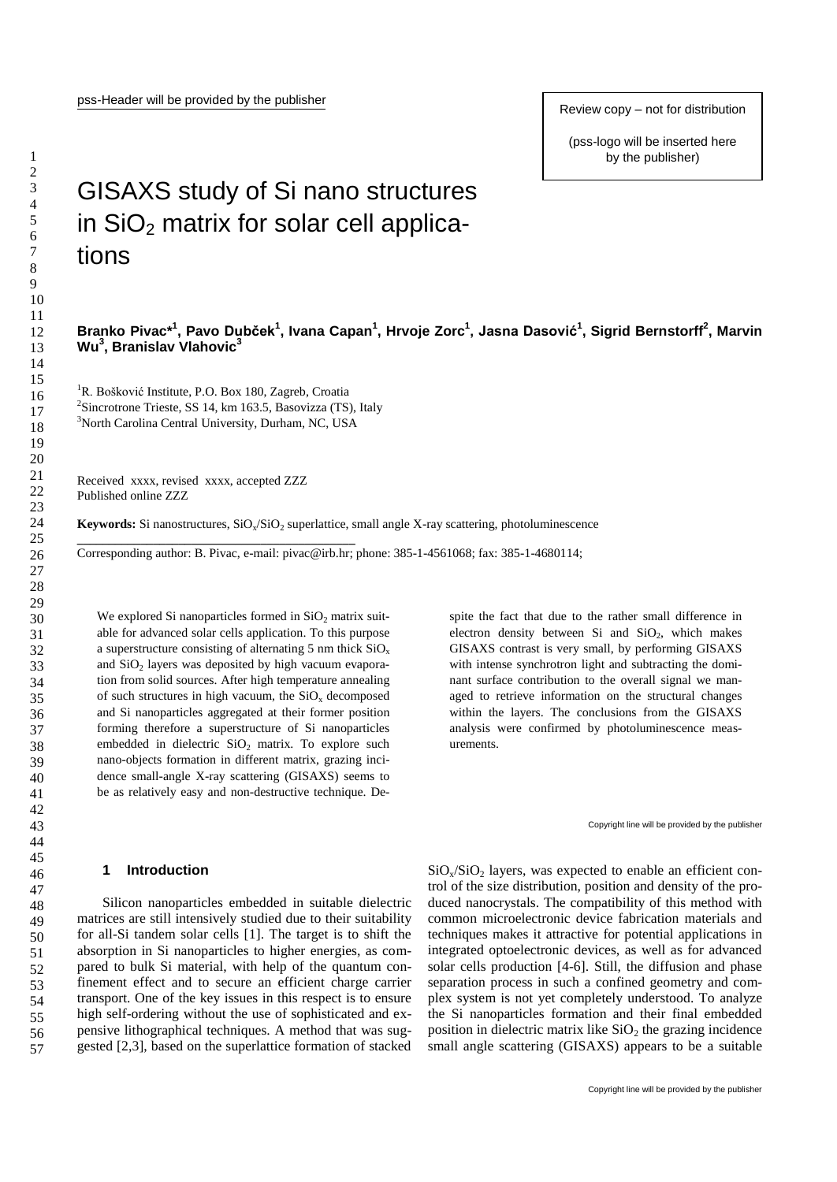# GISAXS study of Si nano structures in $SiO_2$ matrix for solar cell applications

**Branko Pivac*[1], Pavo Dubček[1], Ivana Capan[1], Hrvoje Zorc[1], Jasna Dasović[1], Sigrid Bernstorff[2], Marvin Wu[3], Branislav Vlahovic[3]**

[1]R. Bošković Institute, P.O. Box 180, Zagreb, Croatia
[2]Sincrotrone Trieste, SS 14, km 163.5, Basovizza (TS), Italy
[3]North Carolina Central University, Durham, NC, USA

Received xxxx, revised xxxx, accepted ZZZ
Published online ZZZ

**Keywords:** Si nanostructures, $SiO_x/SiO_2$ superlattice, small angle X-ray scattering, photoluminescence

Corresponding author: B. Pivac, e-mail: pivac@irb.hr; phone: 385-1-4561068; fax: 385-1-4680114;

We explored Si nanoparticles formed in $SiO_2$ matrix suitable for advanced solar cells application. To this purpose a superstructure consisting of alternating 5 nm thick $SiO_x$ and $SiO_2$ layers was deposited by high vacuum evaporation from solid sources. After high temperature annealing of such structures in high vacuum, the $SiO_x$ decomposed and Si nanoparticles aggregated at their former position forming therefore a superstructure of Si nanoparticles embedded in dielectric $SiO_2$ matrix. To explore such nano-objects formation in different matrix, grazing incidence small-angle X-ray scattering (GISAXS) seems to be as relatively easy and non-destructive technique. Despite the fact that due to the rather small difference in electron density between Si and $SiO_2$, which makes GISAXS contrast is very small, by performing GISAXS with intense synchrotron light and subtracting the dominant surface contribution to the overall signal we managed to retrieve information on the structural changes within the layers. The conclusions from the GISAXS analysis were confirmed by photoluminescence measurements.

## 1 Introduction

Silicon nanoparticles embedded in suitable dielectric matrices are still intensively studied due to their suitability for all-Si tandem solar cells [1]. The target is to shift the absorption in Si nanoparticles to higher energies, as compared to bulk Si material, with help of the quantum confinement effect and to secure an efficient charge carrier transport. One of the key issues in this respect is to ensure high self-ordering without the use of sophisticated and expensive lithographical techniques. A method that was suggested [2,3], based on the superlattice formation of stacked $SiO_x/SiO_2$ layers, was expected to enable an efficient control of the size distribution, position and density of the produced nanocrystals. The compatibility of this method with common microelectronic device fabrication materials and techniques makes it attractive for potential applications in integrated optoelectronic devices, as well as for advanced solar cells production [4-6]. Still, the diffusion and phase separation process in such a confined geometry and complex system is not yet completely understood. To analyze the Si nanoparticles formation and their final embedded position in dielectric matrix like $SiO_2$ the grazing incidence small angle scattering (GISAXS) appears to be a suitable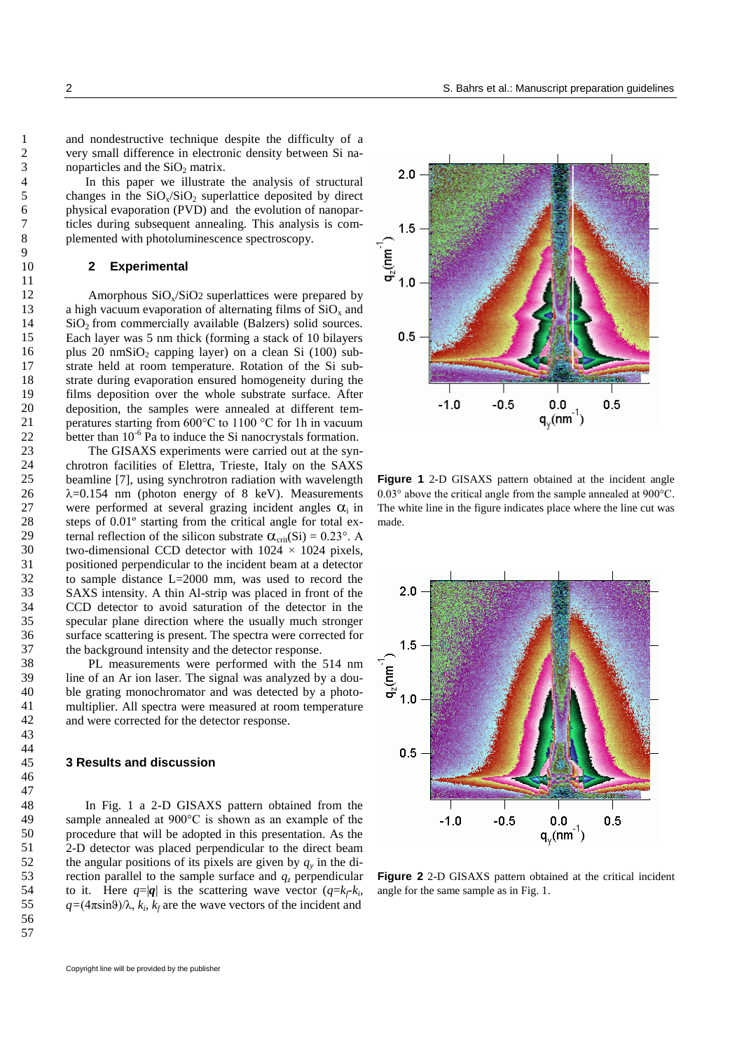and nondestructive technique despite the difficulty of a very small difference in electronic density between Si nanoparticles and the $SiO_2$ matrix.

In this paper we illustrate the analysis of structural changes in the $SiO_x/SiO_2$ superlattice deposited by direct physical evaporation (PVD) and the evolution of nanoparticles during subsequent annealing. This analysis is complemented with photoluminescence spectroscopy.

## 2 Experimental

Amorphous $SiO_x/SiO_2$ superlattices were prepared by a high vacuum evaporation of alternating films of $SiO_x$ and $SiO_2$ from commercially available (Balzers) solid sources. Each layer was 5 nm thick (forming a stack of 10 bilayers plus 20 nm$SiO_2$ capping layer) on a clean Si (100) substrate held at room temperature. Rotation of the Si substrate during evaporation ensured homogeneity during the films deposition over the whole substrate surface. After deposition, the samples were annealed at different temperatures starting from 600°C to 1100 °C for 1h in vacuum better than $10^{-6}$ Pa to induce the Si nanocrystals formation.

The GISAXS experiments were carried out at the synchrotron facilities of Elettra, Trieste, Italy on the SAXS beamline [7], using synchrotron radiation with wavelength $\lambda$=0.154 nm (photon energy of 8 keV). Measurements were performed at several grazing incident angles $\alpha_i$ in steps of 0.01º starting from the critical angle for total external reflection of the silicon substrate $\alpha_{crit}(Si) = 0.23°$. A two-dimensional CCD detector with 1024 × 1024 pixels, positioned perpendicular to the incident beam at a detector to sample distance L=2000 mm, was used to record the SAXS intensity. A thin Al-strip was placed in front of the CCD detector to avoid saturation of the detector in the specular plane direction where the usually much stronger surface scattering is present. The spectra were corrected for the background intensity and the detector response.

PL measurements were performed with the 514 nm line of an Ar ion laser. The signal was analyzed by a double grating monochromator and was detected by a photomultiplier. All spectra were measured at room temperature and were corrected for the detector response.

## 3 Results and discussion

In Fig. 1 a 2-D GISAXS pattern obtained from the sample annealed at 900°C is shown as an example of the procedure that will be adopted in this presentation. As the 2-D detector was placed perpendicular to the direct beam the angular positions of its pixels are given by $q_y$ in the direction parallel to the sample surface and $q_z$ perpendicular to it. Here $q=|\boldsymbol{q}|$ is the scattering wave vector ($q=k_f-k_i$, $q=(4\pi\sin\vartheta)/\lambda$, $k_i$, $k_f$ are the wave vectors of the incident and

**Figure 1** 2-D GISAXS pattern obtained at the incident angle 0.03° above the critical angle from the sample annealed at 900°C. The white line in the figure indicates place where the line cut was made.

**Figure 2** 2-D GISAXS pattern obtained at the critical incident angle for the same sample as in Fig. 1.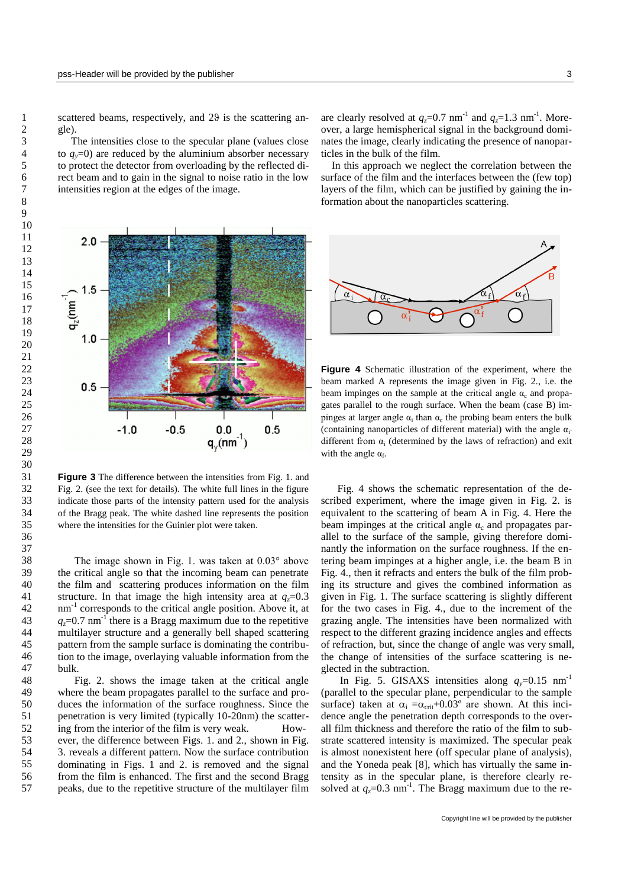scattered beams, respectively, and 2ϑ is the scattering angle).

The intensities close to the specular plane (values close to $q_y$=0) are reduced by the aluminium absorber necessary to protect the detector from overloading by the reflected direct beam and to gain in the signal to noise ratio in the low intensities region at the edges of the image.

**Figure 3** The difference between the intensities from Fig. 1. and Fig. 2. (see the text for details). The white full lines in the figure indicate those parts of the intensity pattern used for the analysis of the Bragg peak. The white dashed line represents the position where the intensities for the Guinier plot were taken.

The image shown in Fig. 1. was taken at 0.03° above the critical angle so that the incoming beam can penetrate the film and scattering produces information on the film structure. In that image the high intensity area at $q_z$=0.3 nm$^{-1}$ corresponds to the critical angle position. Above it, at $q_z$=0.7 nm$^{-1}$ there is a Bragg maximum due to the repetitive multilayer structure and a generally bell shaped scattering pattern from the sample surface is dominating the contribution to the image, overlaying valuable information from the bulk.

Fig. 2. shows the image taken at the critical angle where the beam propagates parallel to the surface and produces the information of the surface roughness. Since the penetration is very limited (typically 10-20nm) the scattering from the interior of the film is very weak. However, the difference between Figs. 1. and 2., shown in Fig. 3. reveals a different pattern. Now the surface contribution dominating in Figs. 1 and 2. is removed and the signal from the film is enhanced. The first and the second Bragg peaks, due to the repetitive structure of the multilayer film are clearly resolved at $q_z$=0.7 nm$^{-1}$ and $q_z$=1.3 nm$^{-1}$. Moreover, a large hemispherical signal in the background dominates the image, clearly indicating the presence of nanoparticles in the bulk of the film.

In this approach we neglect the correlation between the surface of the film and the interfaces between the (few top) layers of the film, which can be justified by gaining the information about the nanoparticles scattering.

**Figure 4** Schematic illustration of the experiment, where the beam marked A represents the image given in Fig. 2., i.e. the beam impinges on the sample at the critical angle $\alpha_c$ and propagates parallel to the rough surface. When the beam (case B) impinges at larger angle $\alpha_i$ than $\alpha_c$ the probing beam enters the bulk (containing nanoparticles of different material) with the angle $\alpha_{i'}$ different from $\alpha_i$ (determined by the laws of refraction) and exit with the angle $\alpha_f$.

Fig. 4 shows the schematic representation of the described experiment, where the image given in Fig. 2. is equivalent to the scattering of beam A in Fig. 4. Here the beam impinges at the critical angle $\alpha_c$ and propagates parallel to the surface of the sample, giving therefore dominantly the information on the surface roughness. If the entering beam impinges at a higher angle, i.e. the beam B in Fig. 4., then it refracts and enters the bulk of the film probing its structure and gives the combined information as given in Fig. 1. The surface scattering is slightly different for the two cases in Fig. 4., due to the increment of the grazing angle. The intensities have been normalized with respect to the different grazing incidence angles and effects of refraction, but, since the change of angle was very small, the change of intensities of the surface scattering is neglected in the subtraction.

In Fig. 5. GISAXS intensities along $q_y$=0.15 nm$^{-1}$ (parallel to the specular plane, perpendicular to the sample surface) taken at $\alpha_i$ =$\alpha_{crit}$+0.03º are shown. At this incidence angle the penetration depth corresponds to the overall film thickness and therefore the ratio of the film to substrate scattered intensity is maximized. The specular peak is almost nonexistent here (off specular plane of analysis), and the Yoneda peak [8], which has virtually the same intensity as in the specular plane, is therefore clearly resolved at $q_z$=0.3 nm$^{-1}$. The Bragg maximum due to the re-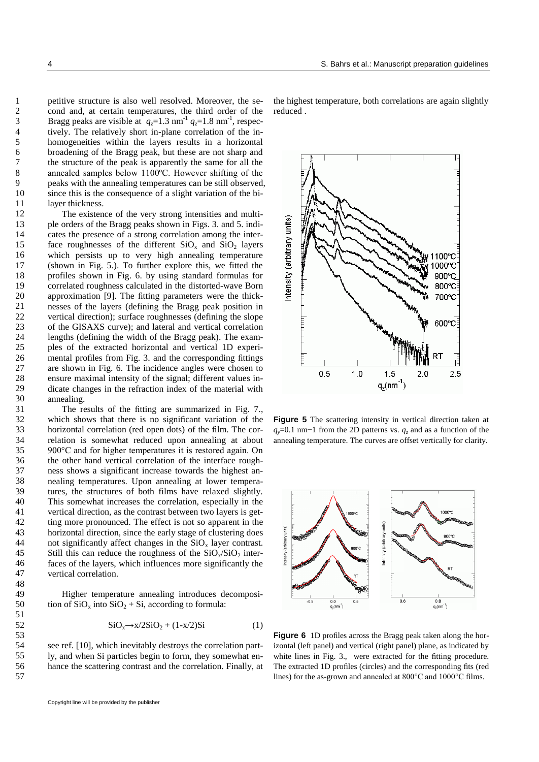petitive structure is also well resolved. Moreover, the second and, at certain temperatures, the third order of the Bragg peaks are visible at $q_z$=1.3 nm$^{-1}$ $q_z$=1.8 nm$^{-1}$, respectively. The relatively short in-plane correlation of the inhomogeneities within the layers results in a horizontal broadening of the Bragg peak, but these are not sharp and the structure of the peak is apparently the same for all the annealed samples below 1100ºC. However shifting of the peaks with the annealing temperatures can be still observed, since this is the consequence of a slight variation of the bilayer thickness.

The existence of the very strong intensities and multiple orders of the Bragg peaks shown in Figs. 3. and 5. indicates the presence of a strong correlation among the interface roughnesses of the different $SiO_x$ and $SiO_2$ layers which persists up to very high annealing temperature (shown in Fig. 5.). To further explore this, we fitted the profiles shown in Fig. 6. by using standard formulas for correlated roughness calculated in the distorted-wave Born approximation [9]. The fitting parameters were the thicknesses of the layers (defining the Bragg peak position in vertical direction); surface roughnesses (defining the slope of the GISAXS curve); and lateral and vertical correlation lengths (defining the width of the Bragg peak). The examples of the extracted horizontal and vertical 1D experimental profiles from Fig. 3. and the corresponding fittings are shown in Fig. 6. The incidence angles were chosen to ensure maximal intensity of the signal; different values indicate changes in the refraction index of the material with annealing.

The results of the fitting are summarized in Fig. 7., which shows that there is no significant variation of the horizontal correlation (red open dots) of the film. The correlation is somewhat reduced upon annealing at about 900°C and for higher temperatures it is restored again. On the other hand vertical correlation of the interface roughness shows a significant increase towards the highest annealing temperatures. Upon annealing at lower temperatures, the structures of both films have relaxed slightly. This somewhat increases the correlation, especially in the vertical direction, as the contrast between two layers is getting more pronounced. The effect is not so apparent in the horizontal direction, since the early stage of clustering does not significantly affect changes in the $SiO_x$ layer contrast. Still this can reduce the roughness of the $SiO_x/SiO_2$ interfaces of the layers, which influences more significantly the vertical correlation.

Higher temperature annealing introduces decomposition of $SiO_x$ into $SiO_2$ + Si, according to formula:

$$SiO_x \rightarrow x/2SiO_2 + (1-x/2)Si \qquad (1)$$

see ref. [10], which inevitably destroys the correlation partly, and when Si particles begin to form, they somewhat enhance the scattering contrast and the correlation. Finally, at the highest temperature, both correlations are again slightly reduced .

**Figure 5** The scattering intensity in vertical direction taken at $q_y$=0.1 nm−1 from the 2D patterns vs. $q_z$ and as a function of the annealing temperature. The curves are offset vertically for clarity.

**Figure 6** 1D profiles across the Bragg peak taken along the horizontal (left panel) and vertical (right panel) plane, as indicated by white lines in Fig. 3., were extracted for the fitting procedure. The extracted 1D profiles (circles) and the corresponding fits (red lines) for the as-grown and annealed at 800°C and 1000°C films.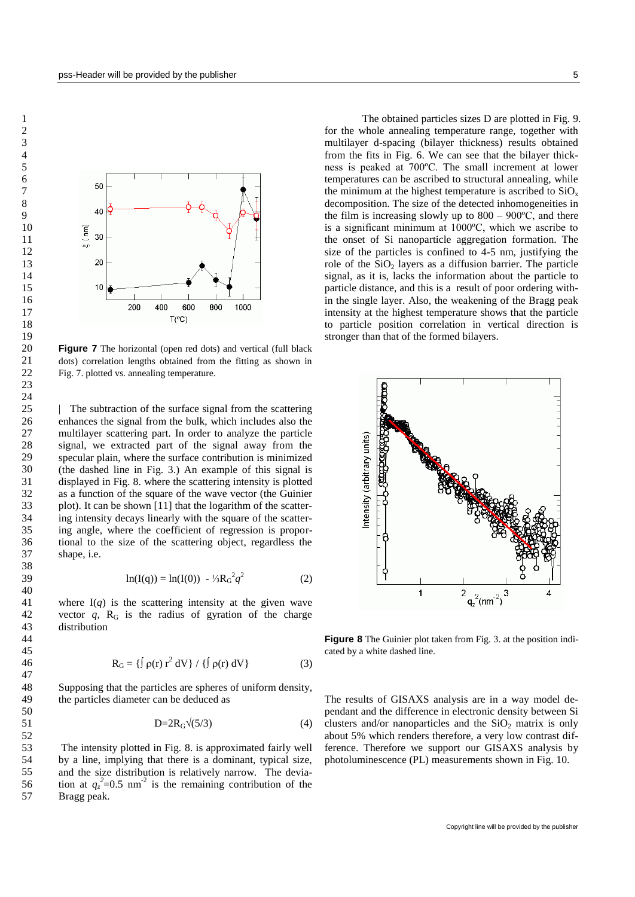**Figure 7** The horizontal (open red dots) and vertical (full black dots) correlation lengths obtained from the fitting as shown in Fig. 7. plotted vs. annealing temperature.

The subtraction of the surface signal from the scattering enhances the signal from the bulk, which includes also the multilayer scattering part. In order to analyze the particle signal, we extracted part of the signal away from the specular plain, where the surface contribution is minimized (the dashed line in Fig. 3.) An example of this signal is displayed in Fig. 8. where the scattering intensity is plotted as a function of the square of the wave vector (the Guinier plot). It can be shown [11] that the logarithm of the scattering intensity decays linearly with the square of the scattering angle, where the coefficient of regression is proportional to the size of the scattering object, regardless the shape, i.e.

$$\ln(I(q)) = \ln(I(0)) - \tfrac{1}{3}R_G^2 q^2 \qquad (2)$$

where $I(q)$ is the scattering intensity at the given wave vector $q$, $R_G$ is the radius of gyration of the charge distribution

$$R_G = \{\int \rho(r)\, r^2\, dV\} / \{\int \rho(r)\, dV\} \qquad (3)$$

Supposing that the particles are spheres of uniform density, the particles diameter can be deduced as

$$D = 2R_G\sqrt{(5/3)} \qquad (4)$$

The intensity plotted in Fig. 8. is approximated fairly well by a line, implying that there is a dominant, typical size, and the size distribution is relatively narrow. The deviation at $q_z^2$=0.5 nm$^{-2}$ is the remaining contribution of the Bragg peak.

The obtained particles sizes D are plotted in Fig. 9. for the whole annealing temperature range, together with multilayer d-spacing (bilayer thickness) results obtained from the fits in Fig. 6. We can see that the bilayer thickness is peaked at 700ºC. The small increment at lower temperatures can be ascribed to structural annealing, while the minimum at the highest temperature is ascribed to $SiO_x$ decomposition. The size of the detected inhomogeneities in the film is increasing slowly up to 800 – 900ºC, and there is a significant minimum at 1000ºC, which we ascribe to the onset of Si nanoparticle aggregation formation. The size of the particles is confined to 4-5 nm, justifying the role of the $SiO_2$ layers as a diffusion barrier. The particle signal, as it is, lacks the information about the particle to particle distance, and this is a result of poor ordering within the single layer. Also, the weakening of the Bragg peak intensity at the highest temperature shows that the particle to particle position correlation in vertical direction is stronger than that of the formed bilayers.

**Figure 8** The Guinier plot taken from Fig. 3. at the position indicated by a white dashed line.

The results of GISAXS analysis are in a way model dependant and the difference in electronic density between Si clusters and/or nanoparticles and the $SiO_2$ matrix is only about 5% which renders therefore, a very low contrast difference. Therefore we support our GISAXS analysis by photoluminescence (PL) measurements shown in Fig. 10.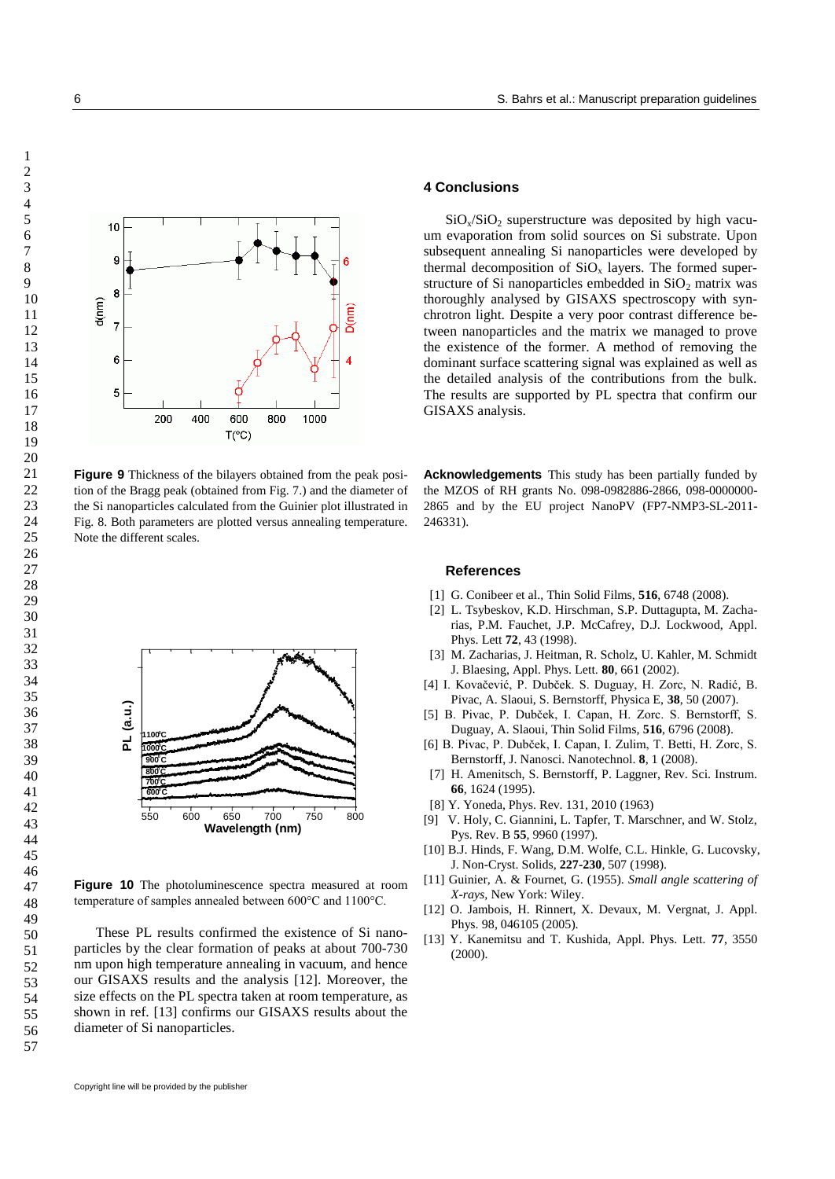10
9
8
7
6
5
d(nm)
D(nm)
6
4
200 400 600 800 1000
T(°C)

**Figure 9** Thickness of the bilayers obtained from the peak position of the Bragg peak (obtained from Fig. 7.) and the diameter of the Si nanoparticles calculated from the Guinier plot illustrated in Fig. 8. Both parameters are plotted versus annealing temperature. Note the different scales.

PL (a.u.)
1100°C
1000°C
900°C
800°C
700°C
600°C
550 600 650 700 750 800
Wavelength (nm)

**Figure 10** The photoluminescence spectra measured at room temperature of samples annealed between 600°C and 1100°C.

These PL results confirmed the existence of Si nanoparticles by the clear formation of peaks at about 700-730 nm upon high temperature annealing in vacuum, and hence our GISAXS results and the analysis [12]. Moreover, the size effects on the PL spectra taken at room temperature, as shown in ref. [13] confirms our GISAXS results about the diameter of Si nanoparticles.

## 4 Conclusions

$SiO_x/SiO_2$ superstructure was deposited by high vacuum evaporation from solid sources on Si substrate. Upon subsequent annealing Si nanoparticles were developed by thermal decomposition of $SiO_x$ layers. The formed superstructure of Si nanoparticles embedded in $SiO_2$ matrix was thoroughly analysed by GISAXS spectroscopy with synchrotron light. Despite a very poor contrast difference between nanoparticles and the matrix we managed to prove the existence of the former. A method of removing the dominant surface scattering signal was explained as well as the detailed analysis of the contributions from the bulk. The results are supported by PL spectra that confirm our GISAXS analysis.

**Acknowledgements** This study has been partially funded by the MZOS of RH grants No. 098-0982886-2866, 098-0000000-2865 and by the EU project NanoPV (FP7-NMP3-SL-2011-246331).

## References

[1] G. Conibeer et al., Thin Solid Films, **516**, 6748 (2008).
[2] L. Tsybeskov, K.D. Hirschman, S.P. Duttagupta, M. Zacharias, P.M. Fauchet, J.P. McCafrey, D.J. Lockwood, Appl. Phys. Lett **72**, 43 (1998).
[3] M. Zacharias, J. Heitman, R. Scholz, U. Kahler, M. Schmidt J. Blaesing, Appl. Phys. Lett. **80**, 661 (2002).
[4] I. Kovačević, P. Dubček. S. Duguay, H. Zorc, N. Radić, B. Pivac, A. Slaoui, S. Bernstorff, Physica E, **38**, 50 (2007).
[5] B. Pivac, P. Dubček, I. Capan, H. Zorc. S. Bernstorff, S. Duguay, A. Slaoui, Thin Solid Films, **516**, 6796 (2008).
[6] B. Pivac, P. Dubček, I. Capan, I. Zulim, T. Betti, H. Zorc, S. Bernstorff, J. Nanosci. Nanotechnol. **8**, 1 (2008).
[7] H. Amenitsch, S. Bernstorff, P. Laggner, Rev. Sci. Instrum. **66**, 1624 (1995).
[8] Y. Yoneda, Phys. Rev. 131, 2010 (1963)
[9] V. Holy, C. Giannini, L. Tapfer, T. Marschner, and W. Stolz, Pys. Rev. B **55**, 9960 (1997).
[10] B.J. Hinds, F. Wang, D.M. Wolfe, C.L. Hinkle, G. Lucovsky, J. Non-Cryst. Solids, **227-230**, 507 (1998).
[11] Guinier, A. & Fournet, G. (1955). *Small angle scattering of X-rays*, New York: Wiley.
[12] O. Jambois, H. Rinnert, X. Devaux, M. Vergnat, J. Appl. Phys. 98, 046105 (2005).
[13] Y. Kanemitsu and T. Kushida, Appl. Phys. Lett. **77**, 3550 (2000).